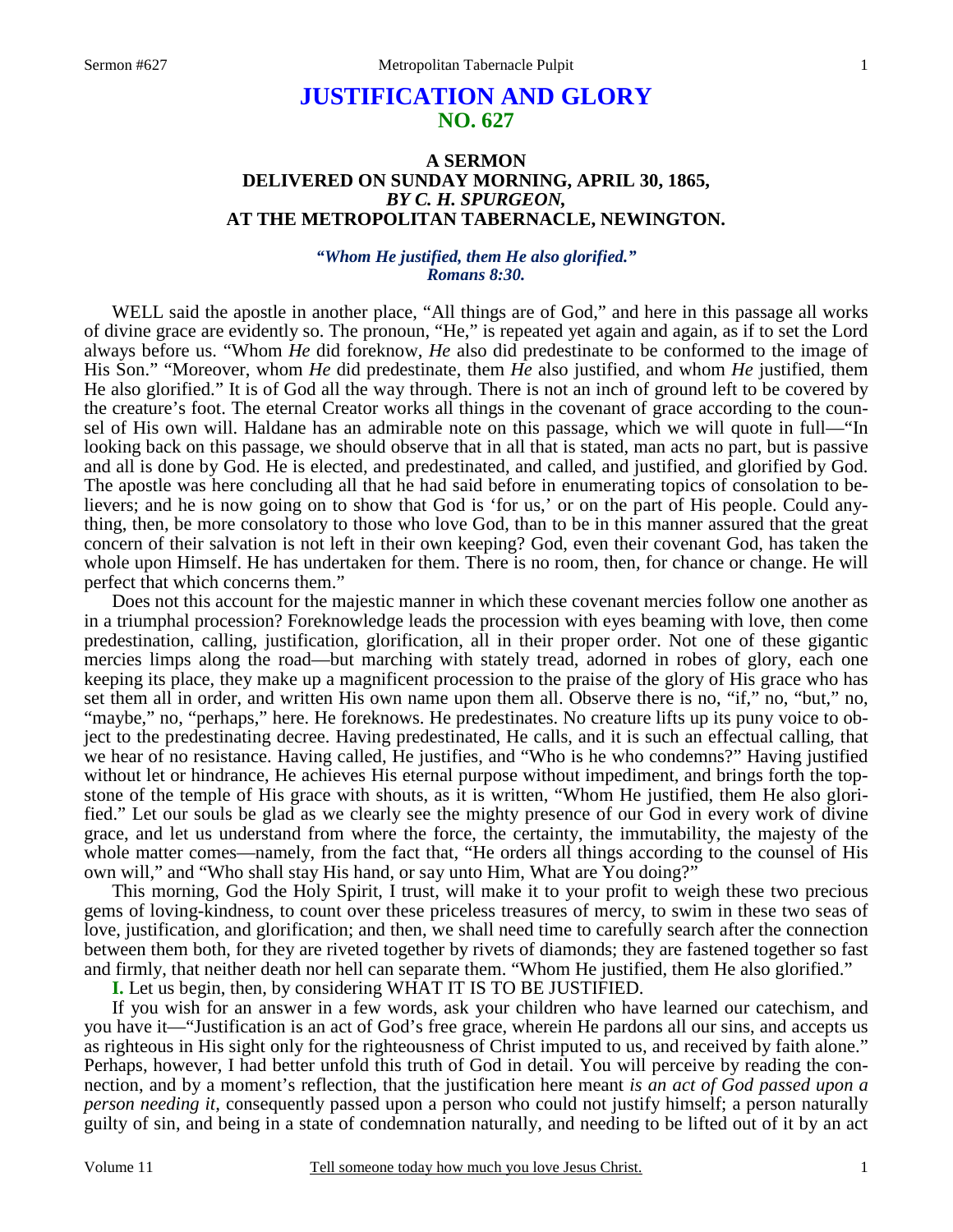# JUSTIFICATION AND GLORY
## NO. 627

### A SERMON
### DELIVERED ON SUNDAY MORNING, APRIL 30, 1865,
### *BY C. H. SPURGEON,*
### AT THE METROPOLITAN TABERNACLE, NEWINGTON.

***"Whom He justified, them He also glorified." Romans 8:30.***

WELL said the apostle in another place, "All things are of God," and here in this passage all works of divine grace are evidently so. The pronoun, "He," is repeated yet again and again, as if to set the Lord always before us. "Whom *He* did foreknow, *He* also did predestinate to be conformed to the image of His Son." "Moreover, whom *He* did predestinate, them *He* also justified, and whom *He* justified, them He also glorified." It is of God all the way through. There is not an inch of ground left to be covered by the creature's foot. The eternal Creator works all things in the covenant of grace according to the counsel of His own will. Haldane has an admirable note on this passage, which we will quote in full—"In looking back on this passage, we should observe that in all that is stated, man acts no part, but is passive and all is done by God. He is elected, and predestinated, and called, and justified, and glorified by God. The apostle was here concluding all that he had said before in enumerating topics of consolation to believers; and he is now going on to show that God is 'for us,' or on the part of His people. Could anything, then, be more consolatory to those who love God, than to be in this manner assured that the great concern of their salvation is not left in their own keeping? God, even their covenant God, has taken the whole upon Himself. He has undertaken for them. There is no room, then, for chance or change. He will perfect that which concerns them."

Does not this account for the majestic manner in which these covenant mercies follow one another as in a triumphal procession? Foreknowledge leads the procession with eyes beaming with love, then come predestination, calling, justification, glorification, all in their proper order. Not one of these gigantic mercies limps along the road—but marching with stately tread, adorned in robes of glory, each one keeping its place, they make up a magnificent procession to the praise of the glory of His grace who has set them all in order, and written His own name upon them all. Observe there is no, "if," no, "but," no, "maybe," no, "perhaps," here. He foreknows. He predestinates. No creature lifts up its puny voice to object to the predestinating decree. Having predestinated, He calls, and it is such an effectual calling, that we hear of no resistance. Having called, He justifies, and "Who is he who condemns?" Having justified without let or hindrance, He achieves His eternal purpose without impediment, and brings forth the topstone of the temple of His grace with shouts, as it is written, "Whom He justified, them He also glorified." Let our souls be glad as we clearly see the mighty presence of our God in every work of divine grace, and let us understand from where the force, the certainty, the immutability, the majesty of the whole matter comes—namely, from the fact that, "He orders all things according to the counsel of His own will," and "Who shall stay His hand, or say unto Him, What are You doing?"

This morning, God the Holy Spirit, I trust, will make it to your profit to weigh these two precious gems of loving-kindness, to count over these priceless treasures of mercy, to swim in these two seas of love, justification, and glorification; and then, we shall need time to carefully search after the connection between them both, for they are riveted together by rivets of diamonds; they are fastened together so fast and firmly, that neither death nor hell can separate them. "Whom He justified, them He also glorified."

**I.** Let us begin, then, by considering WHAT IT IS TO BE JUSTIFIED.

If you wish for an answer in a few words, ask your children who have learned our catechism, and you have it—"Justification is an act of God's free grace, wherein He pardons all our sins, and accepts us as righteous in His sight only for the righteousness of Christ imputed to us, and received by faith alone." Perhaps, however, I had better unfold this truth of God in detail. You will perceive by reading the connection, and by a moment's reflection, that the justification here meant *is an act of God passed upon a person needing it,* consequently passed upon a person who could not justify himself; a person naturally guilty of sin, and being in a state of condemnation naturally, and needing to be lifted out of it by an act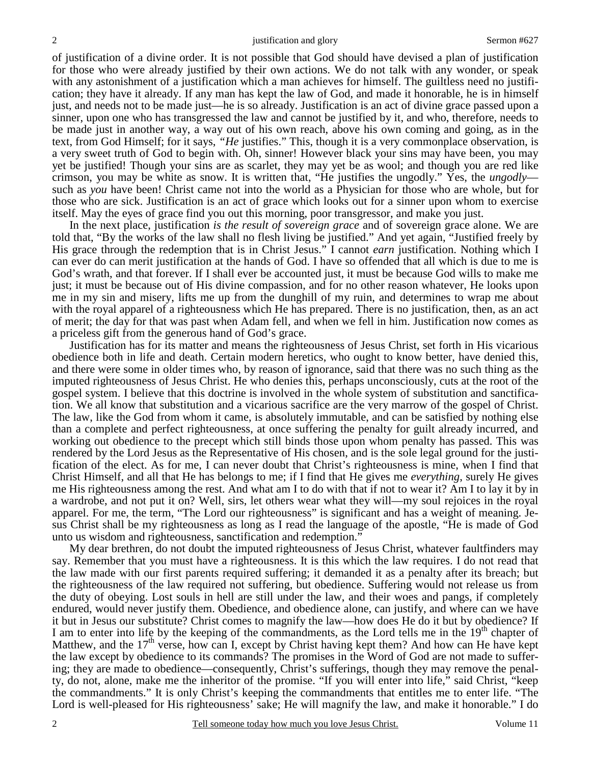of justification of a divine order. It is not possible that God should have devised a plan of justification for those who were already justified by their own actions. We do not talk with any wonder, or speak with any astonishment of a justification which a man achieves for himself. The guiltless need no justification; they have it already. If any man has kept the law of God, and made it honorable, he is in himself just, and needs not to be made just—he is so already. Justification is an act of divine grace passed upon a sinner, upon one who has transgressed the law and cannot be justified by it, and who, therefore, needs to be made just in another way, a way out of his own reach, above his own coming and going, as in the text, from God Himself; for it says, *"He* justifies." This, though it is a very commonplace observation, is a very sweet truth of God to begin with. Oh, sinner! However black your sins may have been, you may yet be justified! Though your sins are as scarlet, they may yet be as wool; and though you are red like crimson, you may be white as snow. It is written that, "He justifies the ungodly." Yes, the *ungodly*—such as *you* have been! Christ came not into the world as a Physician for those who are whole, but for those who are sick. Justification is an act of grace which looks out for a sinner upon whom to exercise itself. May the eyes of grace find you out this morning, poor transgressor, and make you just.

In the next place, justification *is the result of sovereign grace* and of sovereign grace alone. We are told that, "By the works of the law shall no flesh living be justified." And yet again, "Justified freely by His grace through the redemption that is in Christ Jesus." I cannot *earn* justification. Nothing which I can ever do can merit justification at the hands of God. I have so offended that all which is due to me is God's wrath, and that forever. If I shall ever be accounted just, it must be because God wills to make me just; it must be because out of His divine compassion, and for no other reason whatever, He looks upon me in my sin and misery, lifts me up from the dunghill of my ruin, and determines to wrap me about with the royal apparel of a righteousness which He has prepared. There is no justification, then, as an act of merit; the day for that was past when Adam fell, and when we fell in him. Justification now comes as a priceless gift from the generous hand of God's grace.

Justification has for its matter and means the righteousness of Jesus Christ, set forth in His vicarious obedience both in life and death. Certain modern heretics, who ought to know better, have denied this, and there were some in older times who, by reason of ignorance, said that there was no such thing as the imputed righteousness of Jesus Christ. He who denies this, perhaps unconsciously, cuts at the root of the gospel system. I believe that this doctrine is involved in the whole system of substitution and sanctification. We all know that substitution and a vicarious sacrifice are the very marrow of the gospel of Christ. The law, like the God from whom it came, is absolutely immutable, and can be satisfied by nothing else than a complete and perfect righteousness, at once suffering the penalty for guilt already incurred, and working out obedience to the precept which still binds those upon whom penalty has passed. This was rendered by the Lord Jesus as the Representative of His chosen, and is the sole legal ground for the justification of the elect. As for me, I can never doubt that Christ's righteousness is mine, when I find that Christ Himself, and all that He has belongs to me; if I find that He gives me *everything*, surely He gives me His righteousness among the rest. And what am I to do with that if not to wear it? Am I to lay it by in a wardrobe, and not put it on? Well, sirs, let others wear what they will—my soul rejoices in the royal apparel. For me, the term, "The Lord our righteousness" is significant and has a weight of meaning. Jesus Christ shall be my righteousness as long as I read the language of the apostle, "He is made of God unto us wisdom and righteousness, sanctification and redemption."

My dear brethren, do not doubt the imputed righteousness of Jesus Christ, whatever faultfinders may say. Remember that you must have a righteousness. It is this which the law requires. I do not read that the law made with our first parents required suffering; it demanded it as a penalty after its breach; but the righteousness of the law required not suffering, but obedience. Suffering would not release us from the duty of obeying. Lost souls in hell are still under the law, and their woes and pangs, if completely endured, would never justify them. Obedience, and obedience alone, can justify, and where can we have it but in Jesus our substitute? Christ comes to magnify the law—how does He do it but by obedience? If I am to enter into life by the keeping of the commandments, as the Lord tells me in the 19th chapter of Matthew, and the 17th verse, how can I, except by Christ having kept them? And how can He have kept the law except by obedience to its commands? The promises in the Word of God are not made to suffering; they are made to obedience—consequently, Christ's sufferings, though they may remove the penalty, do not, alone, make me the inheritor of the promise. "If you will enter into life," said Christ, "keep the commandments." It is only Christ's keeping the commandments that entitles me to enter life. "The Lord is well-pleased for His righteousness' sake; He will magnify the law, and make it honorable." I do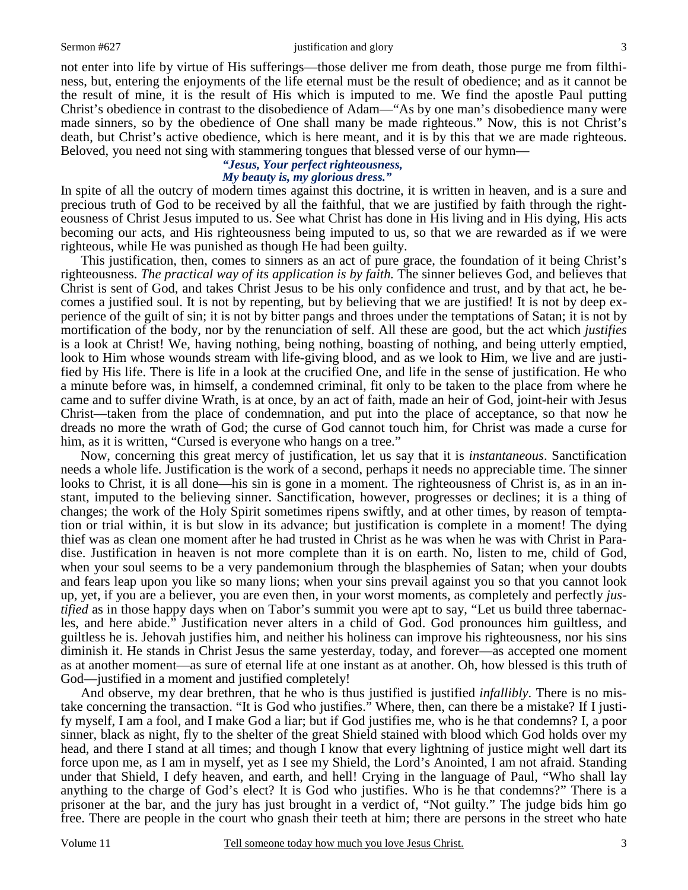not enter into life by virtue of His sufferings—those deliver me from death, those purge me from filthiness, but, entering the enjoyments of the life eternal must be the result of obedience; and as it cannot be the result of mine, it is the result of His which is imputed to me. We find the apostle Paul putting Christ's obedience in contrast to the disobedience of Adam—"As by one man's disobedience many were made sinners, so by the obedience of One shall many be made righteous." Now, this is not Christ's death, but Christ's active obedience, which is here meant, and it is by this that we are made righteous. Beloved, you need not sing with stammering tongues that blessed verse of our hymn—

> ***"Jesus, Your perfect righteousness,***
> ***My beauty is, my glorious dress."***

In spite of all the outcry of modern times against this doctrine, it is written in heaven, and is a sure and precious truth of God to be received by all the faithful, that we are justified by faith through the righteousness of Christ Jesus imputed to us. See what Christ has done in His living and in His dying, His acts becoming our acts, and His righteousness being imputed to us, so that we are rewarded as if we were righteous, while He was punished as though He had been guilty.

This justification, then, comes to sinners as an act of pure grace, the foundation of it being Christ's righteousness. *The practical way of its application is by faith.* The sinner believes God, and believes that Christ is sent of God, and takes Christ Jesus to be his only confidence and trust, and by that act, he becomes a justified soul. It is not by repenting, but by believing that we are justified! It is not by deep experience of the guilt of sin; it is not by bitter pangs and throes under the temptations of Satan; it is not by mortification of the body, nor by the renunciation of self. All these are good, but the act which *justifies* is a look at Christ! We, having nothing, being nothing, boasting of nothing, and being utterly emptied, look to Him whose wounds stream with life-giving blood, and as we look to Him, we live and are justified by His life. There is life in a look at the crucified One, and life in the sense of justification. He who a minute before was, in himself, a condemned criminal, fit only to be taken to the place from where he came and to suffer divine Wrath, is at once, by an act of faith, made an heir of God, joint-heir with Jesus Christ—taken from the place of condemnation, and put into the place of acceptance, so that now he dreads no more the wrath of God; the curse of God cannot touch him, for Christ was made a curse for him, as it is written, "Cursed is everyone who hangs on a tree."

Now, concerning this great mercy of justification, let us say that it is *instantaneous*. Sanctification needs a whole life. Justification is the work of a second, perhaps it needs no appreciable time. The sinner looks to Christ, it is all done—his sin is gone in a moment. The righteousness of Christ is, as in an instant, imputed to the believing sinner. Sanctification, however, progresses or declines; it is a thing of changes; the work of the Holy Spirit sometimes ripens swiftly, and at other times, by reason of temptation or trial within, it is but slow in its advance; but justification is complete in a moment! The dying thief was as clean one moment after he had trusted in Christ as he was when he was with Christ in Paradise. Justification in heaven is not more complete than it is on earth. No, listen to me, child of God, when your soul seems to be a very pandemonium through the blasphemies of Satan; when your doubts and fears leap upon you like so many lions; when your sins prevail against you so that you cannot look up, yet, if you are a believer, you are even then, in your worst moments, as completely and perfectly *justified* as in those happy days when on Tabor's summit you were apt to say, "Let us build three tabernacles, and here abide." Justification never alters in a child of God. God pronounces him guiltless, and guiltless he is. Jehovah justifies him, and neither his holiness can improve his righteousness, nor his sins diminish it. He stands in Christ Jesus the same yesterday, today, and forever—as accepted one moment as at another moment—as sure of eternal life at one instant as at another. Oh, how blessed is this truth of God—justified in a moment and justified completely!

And observe, my dear brethren, that he who is thus justified is justified *infallibly*. There is no mistake concerning the transaction. "It is God who justifies." Where, then, can there be a mistake? If I justify myself, I am a fool, and I make God a liar; but if God justifies me, who is he that condemns? I, a poor sinner, black as night, fly to the shelter of the great Shield stained with blood which God holds over my head, and there I stand at all times; and though I know that every lightning of justice might well dart its force upon me, as I am in myself, yet as I see my Shield, the Lord's Anointed, I am not afraid. Standing under that Shield, I defy heaven, and earth, and hell! Crying in the language of Paul, "Who shall lay anything to the charge of God's elect? It is God who justifies. Who is he that condemns?" There is a prisoner at the bar, and the jury has just brought in a verdict of, "Not guilty." The judge bids him go free. There are people in the court who gnash their teeth at him; there are persons in the street who hate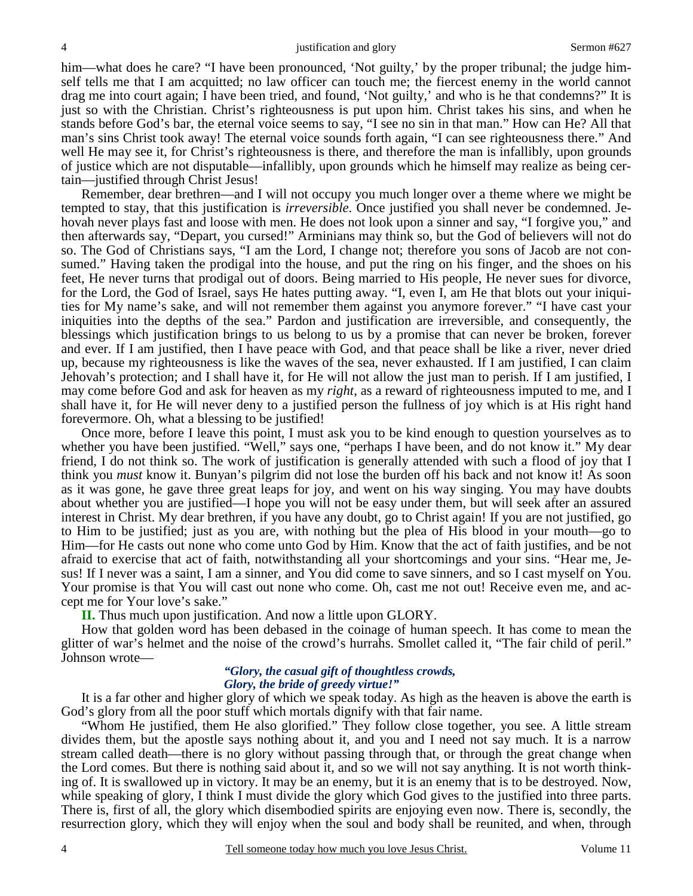him—what does he care? "I have been pronounced, 'Not guilty,' by the proper tribunal; the judge himself tells me that I am acquitted; no law officer can touch me; the fiercest enemy in the world cannot drag me into court again; I have been tried, and found, 'Not guilty,' and who is he that condemns?" It is just so with the Christian. Christ's righteousness is put upon him. Christ takes his sins, and when he stands before God's bar, the eternal voice seems to say, "I see no sin in that man." How can He? All that man's sins Christ took away! The eternal voice sounds forth again, "I can see righteousness there." And well He may see it, for Christ's righteousness is there, and therefore the man is infallibly, upon grounds of justice which are not disputable—infallibly, upon grounds which he himself may realize as being certain—justified through Christ Jesus!

Remember, dear brethren—and I will not occupy you much longer over a theme where we might be tempted to stay, that this justification is *irreversible*. Once justified you shall never be condemned. Jehovah never plays fast and loose with men. He does not look upon a sinner and say, "I forgive you," and then afterwards say, "Depart, you cursed!" Arminians may think so, but the God of believers will not do so. The God of Christians says, "I am the Lord, I change not; therefore you sons of Jacob are not consumed." Having taken the prodigal into the house, and put the ring on his finger, and the shoes on his feet, He never turns that prodigal out of doors. Being married to His people, He never sues for divorce, for the Lord, the God of Israel, says He hates putting away. "I, even I, am He that blots out your iniquities for My name's sake, and will not remember them against you anymore forever." "I have cast your iniquities into the depths of the sea." Pardon and justification are irreversible, and consequently, the blessings which justification brings to us belong to us by a promise that can never be broken, forever and ever. If I am justified, then I have peace with God, and that peace shall be like a river, never dried up, because my righteousness is like the waves of the sea, never exhausted. If I am justified, I can claim Jehovah's protection; and I shall have it, for He will not allow the just man to perish. If I am justified, I may come before God and ask for heaven as my *right*, as a reward of righteousness imputed to me, and I shall have it, for He will never deny to a justified person the fullness of joy which is at His right hand forevermore. Oh, what a blessing to be justified!

Once more, before I leave this point, I must ask you to be kind enough to question yourselves as to whether you have been justified. "Well," says one, "perhaps I have been, and do not know it." My dear friend, I do not think so. The work of justification is generally attended with such a flood of joy that I think you *must* know it. Bunyan's pilgrim did not lose the burden off his back and not know it! As soon as it was gone, he gave three great leaps for joy, and went on his way singing. You may have doubts about whether you are justified—I hope you will not be easy under them, but will seek after an assured interest in Christ. My dear brethren, if you have any doubt, go to Christ again! If you are not justified, go to Him to be justified; just as you are, with nothing but the plea of His blood in your mouth—go to Him—for He casts out none who come unto God by Him. Know that the act of faith justifies, and be not afraid to exercise that act of faith, notwithstanding all your shortcomings and your sins. "Hear me, Jesus! If I never was a saint, I am a sinner, and You did come to save sinners, and so I cast myself on You. Your promise is that You will cast out none who come. Oh, cast me not out! Receive even me, and accept me for Your love's sake."

**II.** Thus much upon justification. And now a little upon GLORY.

How that golden word has been debased in the coinage of human speech. It has come to mean the glitter of war's helmet and the noise of the crowd's hurrahs. Smollet called it, "The fair child of peril." Johnson wrote—

> *"Glory, the casual gift of thoughtless crowds,*
> *Glory, the bride of greedy virtue!"*

It is a far other and higher glory of which we speak today. As high as the heaven is above the earth is God's glory from all the poor stuff which mortals dignify with that fair name.

"Whom He justified, them He also glorified." They follow close together, you see. A little stream divides them, but the apostle says nothing about it, and you and I need not say much. It is a narrow stream called death—there is no glory without passing through that, or through the great change when the Lord comes. But there is nothing said about it, and so we will not say anything. It is not worth thinking of. It is swallowed up in victory. It may be an enemy, but it is an enemy that is to be destroyed. Now, while speaking of glory, I think I must divide the glory which God gives to the justified into three parts. There is, first of all, the glory which disembodied spirits are enjoying even now. There is, secondly, the resurrection glory, which they will enjoy when the soul and body shall be reunited, and when, through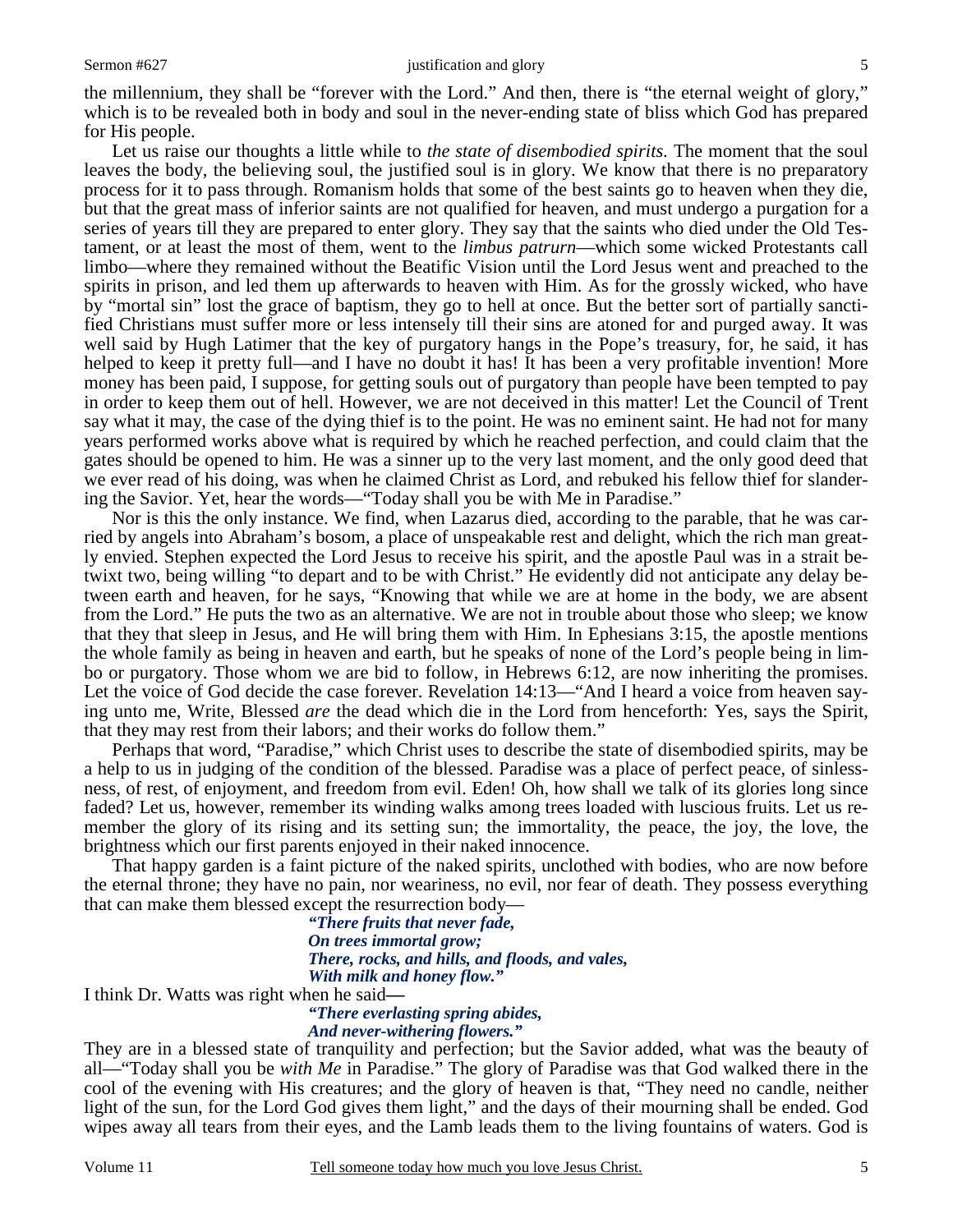the millennium, they shall be "forever with the Lord." And then, there is "the eternal weight of glory," which is to be revealed both in body and soul in the never-ending state of bliss which God has prepared for His people.

Let us raise our thoughts a little while to *the state of disembodied spirits.* The moment that the soul leaves the body, the believing soul, the justified soul is in glory. We know that there is no preparatory process for it to pass through. Romanism holds that some of the best saints go to heaven when they die, but that the great mass of inferior saints are not qualified for heaven, and must undergo a purgation for a series of years till they are prepared to enter glory. They say that the saints who died under the Old Testament, or at least the most of them, went to the *limbus patrurn*—which some wicked Protestants call limbo—where they remained without the Beatific Vision until the Lord Jesus went and preached to the spirits in prison, and led them up afterwards to heaven with Him. As for the grossly wicked, who have by "mortal sin" lost the grace of baptism, they go to hell at once. But the better sort of partially sanctified Christians must suffer more or less intensely till their sins are atoned for and purged away. It was well said by Hugh Latimer that the key of purgatory hangs in the Pope's treasury, for, he said, it has helped to keep it pretty full—and I have no doubt it has! It has been a very profitable invention! More money has been paid, I suppose, for getting souls out of purgatory than people have been tempted to pay in order to keep them out of hell. However, we are not deceived in this matter! Let the Council of Trent say what it may, the case of the dying thief is to the point. He was no eminent saint. He had not for many years performed works above what is required by which he reached perfection, and could claim that the gates should be opened to him. He was a sinner up to the very last moment, and the only good deed that we ever read of his doing, was when he claimed Christ as Lord, and rebuked his fellow thief for slandering the Savior. Yet, hear the words—"Today shall you be with Me in Paradise."

Nor is this the only instance. We find, when Lazarus died, according to the parable, that he was carried by angels into Abraham's bosom, a place of unspeakable rest and delight, which the rich man greatly envied. Stephen expected the Lord Jesus to receive his spirit, and the apostle Paul was in a strait betwixt two, being willing "to depart and to be with Christ." He evidently did not anticipate any delay between earth and heaven, for he says, "Knowing that while we are at home in the body, we are absent from the Lord." He puts the two as an alternative. We are not in trouble about those who sleep; we know that they that sleep in Jesus, and He will bring them with Him. In Ephesians 3:15, the apostle mentions the whole family as being in heaven and earth, but he speaks of none of the Lord's people being in limbo or purgatory. Those whom we are bid to follow, in Hebrews 6:12, are now inheriting the promises. Let the voice of God decide the case forever. Revelation 14:13—"And I heard a voice from heaven saying unto me, Write, Blessed *are* the dead which die in the Lord from henceforth: Yes, says the Spirit, that they may rest from their labors; and their works do follow them."

Perhaps that word, "Paradise," which Christ uses to describe the state of disembodied spirits, may be a help to us in judging of the condition of the blessed. Paradise was a place of perfect peace, of sinlessness, of rest, of enjoyment, and freedom from evil. Eden! Oh, how shall we talk of its glories long since faded? Let us, however, remember its winding walks among trees loaded with luscious fruits. Let us remember the glory of its rising and its setting sun; the immortality, the peace, the joy, the love, the brightness which our first parents enjoyed in their naked innocence.

That happy garden is a faint picture of the naked spirits, unclothed with bodies, who are now before the eternal throne; they have no pain, nor weariness, no evil, nor fear of death. They possess everything that can make them blessed except the resurrection body—

> ***"There fruits that never fade,***
> ***On trees immortal grow;***
> ***There, rocks, and hills, and floods, and vales,***
> ***With milk and honey flow."***

I think Dr. Watts was right when he said—

> ***"There everlasting spring abides,***
> ***And never-withering flowers."***

They are in a blessed state of tranquility and perfection; but the Savior added, what was the beauty of all—"Today shall you be *with Me* in Paradise." The glory of Paradise was that God walked there in the cool of the evening with His creatures; and the glory of heaven is that, "They need no candle, neither light of the sun, for the Lord God gives them light," and the days of their mourning shall be ended. God wipes away all tears from their eyes, and the Lamb leads them to the living fountains of waters. God is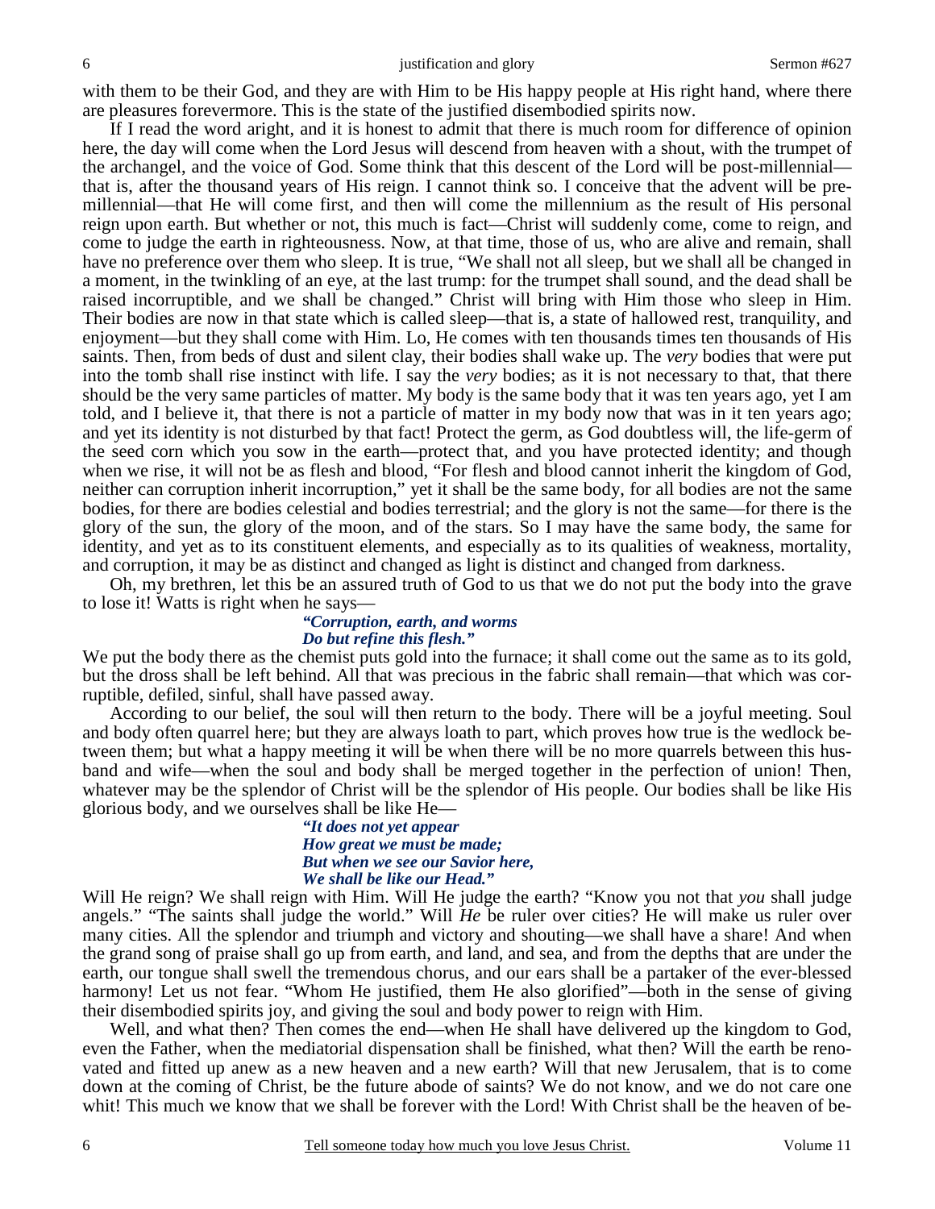with them to be their God, and they are with Him to be His happy people at His right hand, where there are pleasures forevermore. This is the state of the justified disembodied spirits now.

If I read the word aright, and it is honest to admit that there is much room for difference of opinion here, the day will come when the Lord Jesus will descend from heaven with a shout, with the trumpet of the archangel, and the voice of God. Some think that this descent of the Lord will be post-millennial—that is, after the thousand years of His reign. I cannot think so. I conceive that the advent will be pre-millennial—that He will come first, and then will come the millennium as the result of His personal reign upon earth. But whether or not, this much is fact—Christ will suddenly come, come to reign, and come to judge the earth in righteousness. Now, at that time, those of us, who are alive and remain, shall have no preference over them who sleep. It is true, "We shall not all sleep, but we shall all be changed in a moment, in the twinkling of an eye, at the last trump: for the trumpet shall sound, and the dead shall be raised incorruptible, and we shall be changed." Christ will bring with Him those who sleep in Him. Their bodies are now in that state which is called sleep—that is, a state of hallowed rest, tranquility, and enjoyment—but they shall come with Him. Lo, He comes with ten thousands times ten thousands of His saints. Then, from beds of dust and silent clay, their bodies shall wake up. The *very* bodies that were put into the tomb shall rise instinct with life. I say the *very* bodies; as it is not necessary to that, that there should be the very same particles of matter. My body is the same body that it was ten years ago, yet I am told, and I believe it, that there is not a particle of matter in my body now that was in it ten years ago; and yet its identity is not disturbed by that fact! Protect the germ, as God doubtless will, the life-germ of the seed corn which you sow in the earth—protect that, and you have protected identity; and though when we rise, it will not be as flesh and blood, "For flesh and blood cannot inherit the kingdom of God, neither can corruption inherit incorruption," yet it shall be the same body, for all bodies are not the same bodies, for there are bodies celestial and bodies terrestrial; and the glory is not the same—for there is the glory of the sun, the glory of the moon, and of the stars. So I may have the same body, the same for identity, and yet as to its constituent elements, and especially as to its qualities of weakness, mortality, and corruption, it may be as distinct and changed as light is distinct and changed from darkness.

Oh, my brethren, let this be an assured truth of God to us that we do not put the body into the grave to lose it! Watts is right when he says—

> ***"Corruption, earth, and worms***
> ***Do but refine this flesh."***

We put the body there as the chemist puts gold into the furnace; it shall come out the same as to its gold, but the dross shall be left behind. All that was precious in the fabric shall remain—that which was corruptible, defiled, sinful, shall have passed away.

According to our belief, the soul will then return to the body. There will be a joyful meeting. Soul and body often quarrel here; but they are always loath to part, which proves how true is the wedlock between them; but what a happy meeting it will be when there will be no more quarrels between this husband and wife—when the soul and body shall be merged together in the perfection of union! Then, whatever may be the splendor of Christ will be the splendor of His people. Our bodies shall be like His glorious body, and we ourselves shall be like He—

> ***"It does not yet appear***
> ***How great we must be made;***
> ***But when we see our Savior here,***
> ***We shall be like our Head."***

Will He reign? We shall reign with Him. Will He judge the earth? "Know you not that *you* shall judge angels." "The saints shall judge the world." Will *He* be ruler over cities? He will make us ruler over many cities. All the splendor and triumph and victory and shouting—we shall have a share! And when the grand song of praise shall go up from earth, and land, and sea, and from the depths that are under the earth, our tongue shall swell the tremendous chorus, and our ears shall be a partaker of the ever-blessed harmony! Let us not fear. "Whom He justified, them He also glorified"—both in the sense of giving their disembodied spirits joy, and giving the soul and body power to reign with Him.

Well, and what then? Then comes the end—when He shall have delivered up the kingdom to God, even the Father, when the mediatorial dispensation shall be finished, what then? Will the earth be renovated and fitted up anew as a new heaven and a new earth? Will that new Jerusalem, that is to come down at the coming of Christ, be the future abode of saints? We do not know, and we do not care one whit! This much we know that we shall be forever with the Lord! With Christ shall be the heaven of be-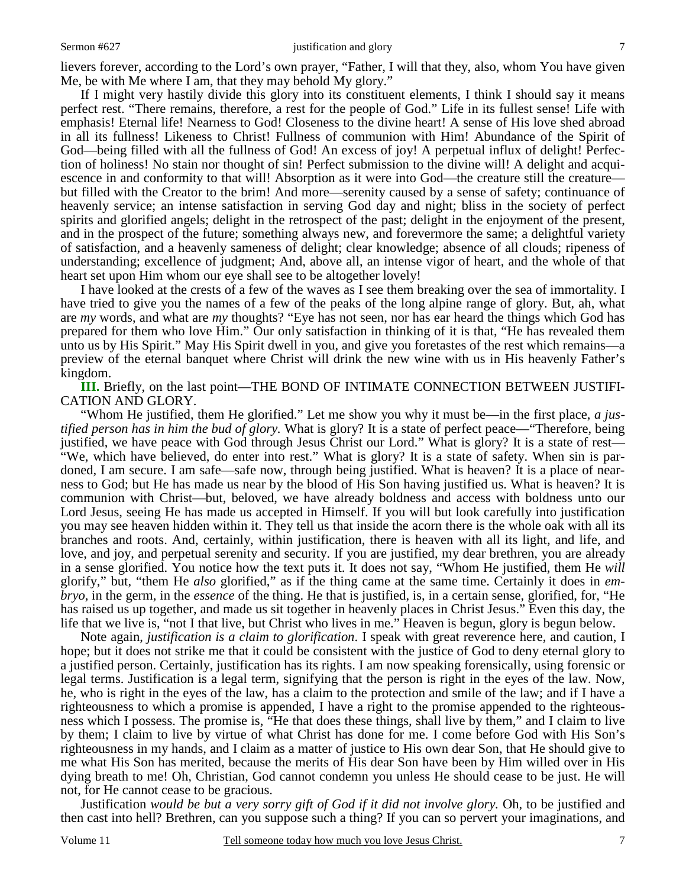lievers forever, according to the Lord's own prayer, "Father, I will that they, also, whom You have given Me, be with Me where I am, that they may behold My glory."

If I might very hastily divide this glory into its constituent elements, I think I should say it means perfect rest. "There remains, therefore, a rest for the people of God." Life in its fullest sense! Life with emphasis! Eternal life! Nearness to God! Closeness to the divine heart! A sense of His love shed abroad in all its fullness! Likeness to Christ! Fullness of communion with Him! Abundance of the Spirit of God—being filled with all the fullness of God! An excess of joy! A perpetual influx of delight! Perfection of holiness! No stain nor thought of sin! Perfect submission to the divine will! A delight and acquiescence in and conformity to that will! Absorption as it were into God—the creature still the creature—but filled with the Creator to the brim! And more—serenity caused by a sense of safety; continuance of heavenly service; an intense satisfaction in serving God day and night; bliss in the society of perfect spirits and glorified angels; delight in the retrospect of the past; delight in the enjoyment of the present, and in the prospect of the future; something always new, and forevermore the same; a delightful variety of satisfaction, and a heavenly sameness of delight; clear knowledge; absence of all clouds; ripeness of understanding; excellence of judgment; And, above all, an intense vigor of heart, and the whole of that heart set upon Him whom our eye shall see to be altogether lovely!

I have looked at the crests of a few of the waves as I see them breaking over the sea of immortality. I have tried to give you the names of a few of the peaks of the long alpine range of glory. But, ah, what are *my* words, and what are *my* thoughts? "Eye has not seen, nor has ear heard the things which God has prepared for them who love Him." Our only satisfaction in thinking of it is that, "He has revealed them unto us by His Spirit." May His Spirit dwell in you, and give you foretastes of the rest which remains—a preview of the eternal banquet where Christ will drink the new wine with us in His heavenly Father's kingdom.

**III.** Briefly, on the last point—THE BOND OF INTIMATE CONNECTION BETWEEN JUSTIFICATION AND GLORY.

"Whom He justified, them He glorified." Let me show you why it must be—in the first place, *a justified person has in him the bud of glory.* What is glory? It is a state of perfect peace—"Therefore, being justified, we have peace with God through Jesus Christ our Lord." What is glory? It is a state of rest—"We, which have believed, do enter into rest." What is glory? It is a state of safety. When sin is pardoned, I am secure. I am safe—safe now, through being justified. What is heaven? It is a place of nearness to God; but He has made us near by the blood of His Son having justified us. What is heaven? It is communion with Christ—but, beloved, we have already boldness and access with boldness unto our Lord Jesus, seeing He has made us accepted in Himself. If you will but look carefully into justification you may see heaven hidden within it. They tell us that inside the acorn there is the whole oak with all its branches and roots. And, certainly, within justification, there is heaven with all its light, and life, and love, and joy, and perpetual serenity and security. If you are justified, my dear brethren, you are already in a sense glorified. You notice how the text puts it. It does not say, "Whom He justified, them He *will* glorify," but, "them He *also* glorified," as if the thing came at the same time. Certainly it does in *embryo*, in the germ, in the *essence* of the thing. He that is justified, is, in a certain sense, glorified, for, "He has raised us up together, and made us sit together in heavenly places in Christ Jesus." Even this day, the life that we live is, "not I that live, but Christ who lives in me." Heaven is begun, glory is begun below.

Note again, *justification is a claim to glorification*. I speak with great reverence here, and caution, I hope; but it does not strike me that it could be consistent with the justice of God to deny eternal glory to a justified person. Certainly, justification has its rights. I am now speaking forensically, using forensic or legal terms. Justification is a legal term, signifying that the person is right in the eyes of the law. Now, he, who is right in the eyes of the law, has a claim to the protection and smile of the law; and if I have a righteousness to which a promise is appended, I have a right to the promise appended to the righteousness which I possess. The promise is, "He that does these things, shall live by them," and I claim to live by them; I claim to live by virtue of what Christ has done for me. I come before God with His Son's righteousness in my hands, and I claim as a matter of justice to His own dear Son, that He should give to me what His Son has merited, because the merits of His dear Son have been by Him willed over in His dying breath to me! Oh, Christian, God cannot condemn you unless He should cease to be just. He will not, for He cannot cease to be gracious.

Justification *would be but a very sorry gift of God if it did not involve glory.* Oh, to be justified and then cast into hell? Brethren, can you suppose such a thing? If you can so pervert your imaginations, and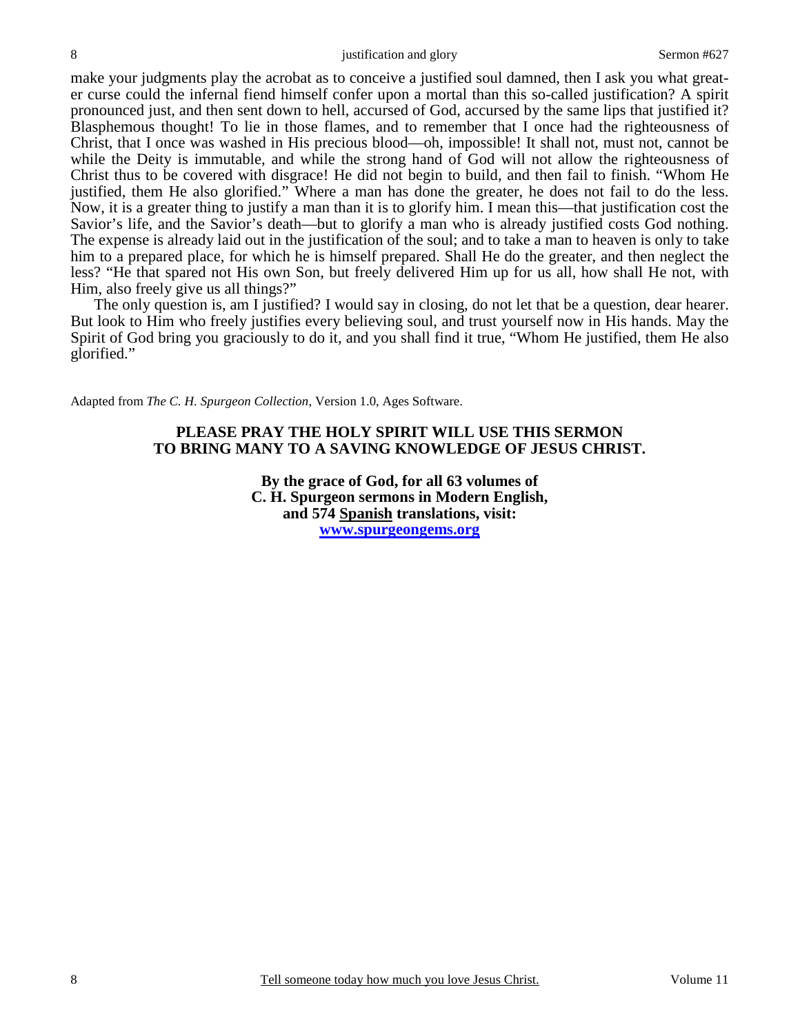make your judgments play the acrobat as to conceive a justified soul damned, then I ask you what greater curse could the infernal fiend himself confer upon a mortal than this so-called justification? A spirit pronounced just, and then sent down to hell, accursed of God, accursed by the same lips that justified it? Blasphemous thought! To lie in those flames, and to remember that I once had the righteousness of Christ, that I once was washed in His precious blood—oh, impossible! It shall not, must not, cannot be while the Deity is immutable, and while the strong hand of God will not allow the righteousness of Christ thus to be covered with disgrace! He did not begin to build, and then fail to finish. "Whom He justified, them He also glorified." Where a man has done the greater, he does not fail to do the less. Now, it is a greater thing to justify a man than it is to glorify him. I mean this—that justification cost the Savior's life, and the Savior's death—but to glorify a man who is already justified costs God nothing. The expense is already laid out in the justification of the soul; and to take a man to heaven is only to take him to a prepared place, for which he is himself prepared. Shall He do the greater, and then neglect the less? "He that spared not His own Son, but freely delivered Him up for us all, how shall He not, with Him, also freely give us all things?"

The only question is, am I justified? I would say in closing, do not let that be a question, dear hearer. But look to Him who freely justifies every believing soul, and trust yourself now in His hands. May the Spirit of God bring you graciously to do it, and you shall find it true, "Whom He justified, them He also glorified."

Adapted from *The C. H. Spurgeon Collection*, Version 1.0, Ages Software.

**PLEASE PRAY THE HOLY SPIRIT WILL USE THIS SERMON TO BRING MANY TO A SAVING KNOWLEDGE OF JESUS CHRIST.**

**By the grace of God, for all 63 volumes of C. H. Spurgeon sermons in Modern English, and 574 Spanish translations, visit: www.spurgeongems.org**

Tell someone today how much you love Jesus Christ.